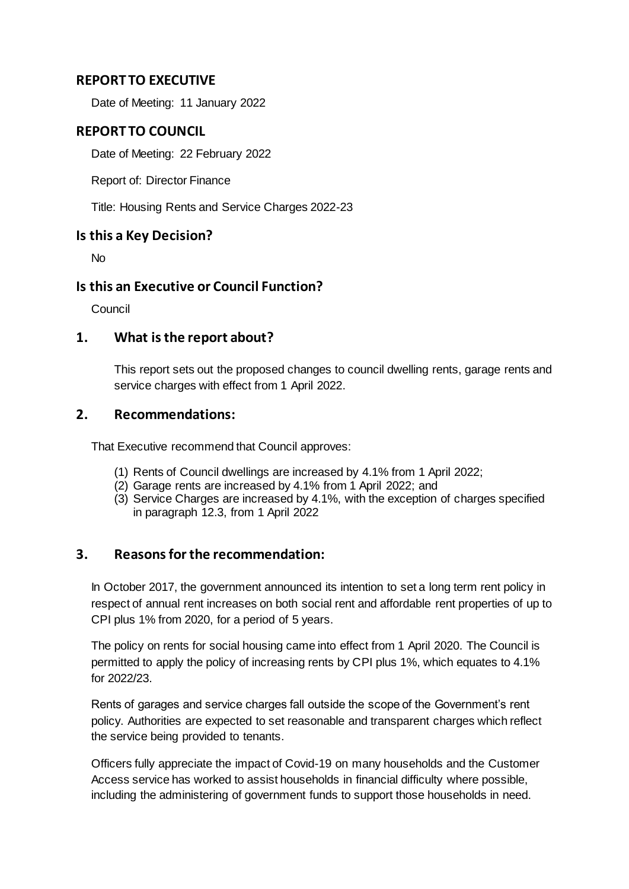## REPORT TO EXECUTIVE

Date of Meeting: 11 January 2022

## REPORT TO COUNCIL

Date of Meeting: 22 February 2022

Report of: Director Finance

Title: Housing Rents and Service Charges 2022-23

## Is this a Key Decision?

No

## Is this an Executive or Council Function?

Council

## 1. What is the report about?

This report sets out the proposed changes to council dwelling rents, garage rents and service charges with effect from 1 April 2022.

## 2. Recommendations:

That Executive recommend that Council approves:

(1) Rents of Council dwellings are increased by 4.1% from 1 April 2022;
(2) Garage rents are increased by 4.1% from 1 April 2022; and
(3) Service Charges are increased by 4.1%, with the exception of charges specified in paragraph 12.3, from 1 April 2022

## 3. Reasons for the recommendation:

In October 2017, the government announced its intention to set a long term rent policy in respect of annual rent increases on both social rent and affordable rent properties of up to CPI plus 1% from 2020, for a period of 5 years.

The policy on rents for social housing came into effect from 1 April 2020. The Council is permitted to apply the policy of increasing rents by CPI plus 1%, which equates to 4.1% for 2022/23.

Rents of garages and service charges fall outside the scope of the Government's rent policy. Authorities are expected to set reasonable and transparent charges which reflect the service being provided to tenants.

Officers fully appreciate the impact of Covid-19 on many households and the Customer Access service has worked to assist households in financial difficulty where possible, including the administering of government funds to support those households in need.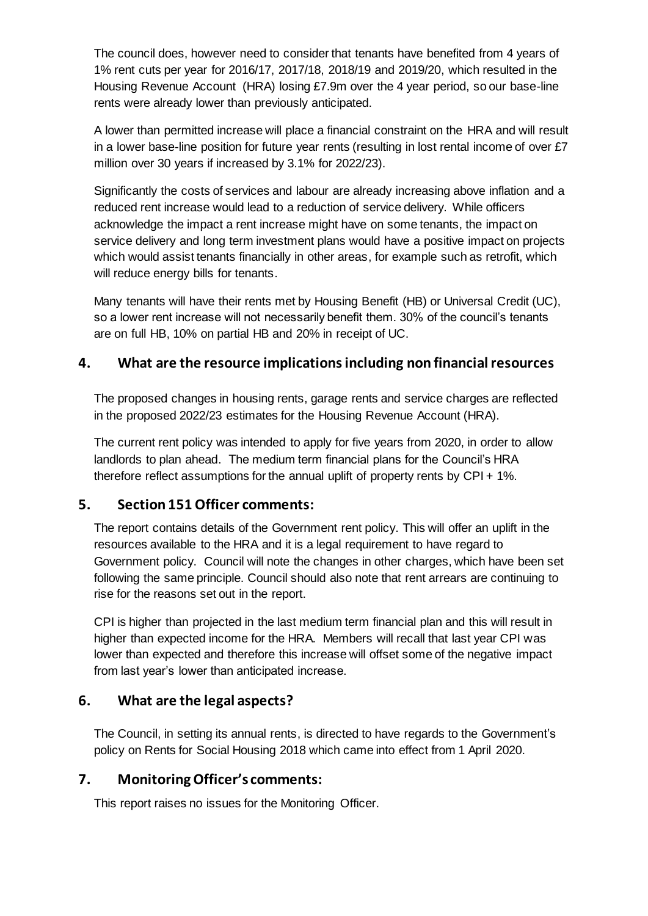The council does, however need to consider that tenants have benefited from 4 years of 1% rent cuts per year for 2016/17, 2017/18, 2018/19 and 2019/20, which resulted in the Housing Revenue Account (HRA) losing £7.9m over the 4 year period, so our base-line rents were already lower than previously anticipated.

A lower than permitted increase will place a financial constraint on the HRA and will result in a lower base-line position for future year rents (resulting in lost rental income of over £7 million over 30 years if increased by 3.1% for 2022/23).

Significantly the costs of services and labour are already increasing above inflation and a reduced rent increase would lead to a reduction of service delivery. While officers acknowledge the impact a rent increase might have on some tenants, the impact on service delivery and long term investment plans would have a positive impact on projects which would assist tenants financially in other areas, for example such as retrofit, which will reduce energy bills for tenants.

Many tenants will have their rents met by Housing Benefit (HB) or Universal Credit (UC), so a lower rent increase will not necessarily benefit them. 30% of the council's tenants are on full HB, 10% on partial HB and 20% in receipt of UC.

## 4. What are the resource implications including non financial resources

The proposed changes in housing rents, garage rents and service charges are reflected in the proposed 2022/23 estimates for the Housing Revenue Account (HRA).

The current rent policy was intended to apply for five years from 2020, in order to allow landlords to plan ahead. The medium term financial plans for the Council's HRA therefore reflect assumptions for the annual uplift of property rents by CPI + 1%.

## 5. Section 151 Officer comments:

The report contains details of the Government rent policy. This will offer an uplift in the resources available to the HRA and it is a legal requirement to have regard to Government policy. Council will note the changes in other charges, which have been set following the same principle. Council should also note that rent arrears are continuing to rise for the reasons set out in the report.

CPI is higher than projected in the last medium term financial plan and this will result in higher than expected income for the HRA. Members will recall that last year CPI was lower than expected and therefore this increase will offset some of the negative impact from last year's lower than anticipated increase.

## 6. What are the legal aspects?

The Council, in setting its annual rents, is directed to have regards to the Government's policy on Rents for Social Housing 2018 which came into effect from 1 April 2020.

## 7. Monitoring Officer's comments:

This report raises no issues for the Monitoring Officer.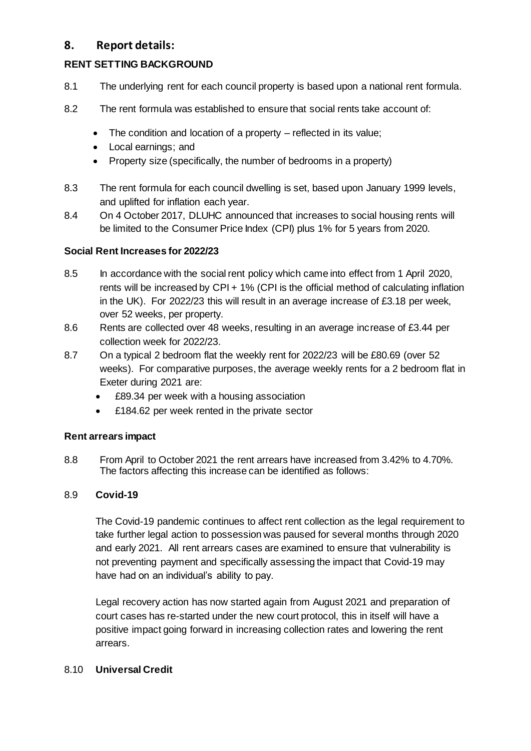## 8. Report details:

**RENT SETTING BACKGROUND**

8.1 The underlying rent for each council property is based upon a national rent formula.

8.2 The rent formula was established to ensure that social rents take account of:

- The condition and location of a property – reflected in its value;
- Local earnings; and
- Property size (specifically, the number of bedrooms in a property)

8.3 The rent formula for each council dwelling is set, based upon January 1999 levels, and uplifted for inflation each year.

8.4 On 4 October 2017, DLUHC announced that increases to social housing rents will be limited to the Consumer Price Index (CPI) plus 1% for 5 years from 2020.

**Social Rent Increases for 2022/23**

8.5 In accordance with the social rent policy which came into effect from 1 April 2020, rents will be increased by CPI + 1% (CPI is the official method of calculating inflation in the UK). For 2022/23 this will result in an average increase of £3.18 per week, over 52 weeks, per property.

8.6 Rents are collected over 48 weeks, resulting in an average increase of £3.44 per collection week for 2022/23.

8.7 On a typical 2 bedroom flat the weekly rent for 2022/23 will be £80.69 (over 52 weeks). For comparative purposes, the average weekly rents for a 2 bedroom flat in Exeter during 2021 are:

- £89.34 per week with a housing association
- £184.62 per week rented in the private sector

**Rent arrears impact**

8.8 From April to October 2021 the rent arrears have increased from 3.42% to 4.70%. The factors affecting this increase can be identified as follows:

8.9 **Covid-19**

The Covid-19 pandemic continues to affect rent collection as the legal requirement to take further legal action to possession was paused for several months through 2020 and early 2021. All rent arrears cases are examined to ensure that vulnerability is not preventing payment and specifically assessing the impact that Covid-19 may have had on an individual's ability to pay.

Legal recovery action has now started again from August 2021 and preparation of court cases has re-started under the new court protocol, this in itself will have a positive impact going forward in increasing collection rates and lowering the rent arrears.

8.10 **Universal Credit**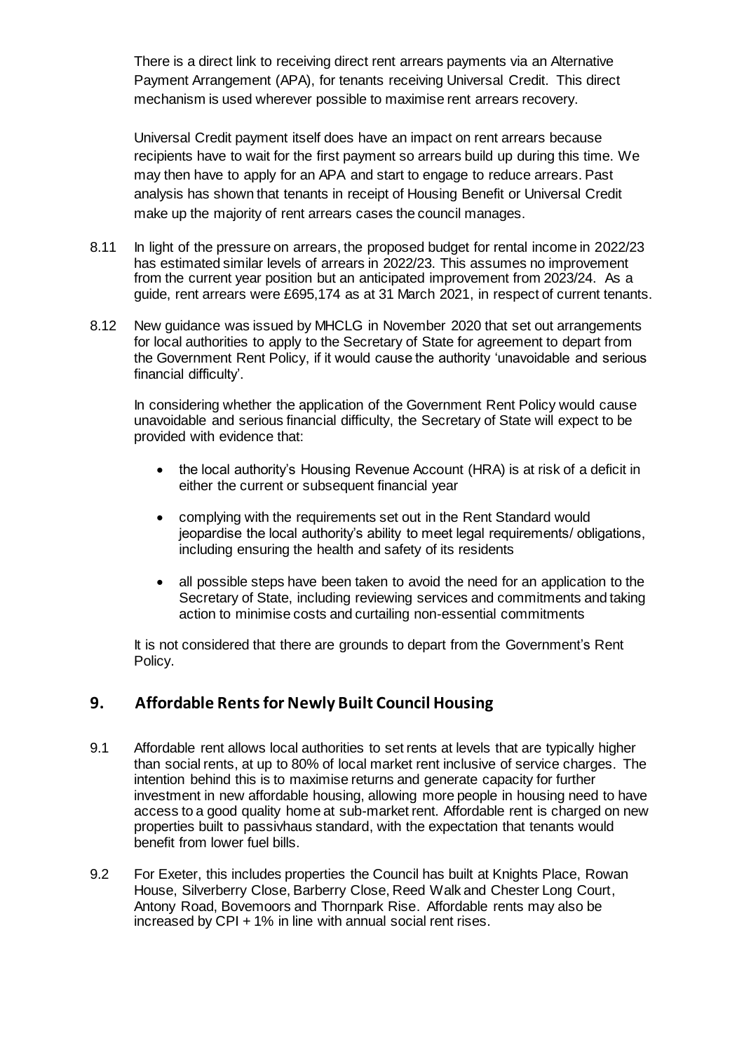There is a direct link to receiving direct rent arrears payments via an Alternative Payment Arrangement (APA), for tenants receiving Universal Credit. This direct mechanism is used wherever possible to maximise rent arrears recovery.

Universal Credit payment itself does have an impact on rent arrears because recipients have to wait for the first payment so arrears build up during this time. We may then have to apply for an APA and start to engage to reduce arrears. Past analysis has shown that tenants in receipt of Housing Benefit or Universal Credit make up the majority of rent arrears cases the council manages.

8.11 In light of the pressure on arrears, the proposed budget for rental income in 2022/23 has estimated similar levels of arrears in 2022/23. This assumes no improvement from the current year position but an anticipated improvement from 2023/24. As a guide, rent arrears were £695,174 as at 31 March 2021, in respect of current tenants.

8.12 New guidance was issued by MHCLG in November 2020 that set out arrangements for local authorities to apply to the Secretary of State for agreement to depart from the Government Rent Policy, if it would cause the authority 'unavoidable and serious financial difficulty'.

In considering whether the application of the Government Rent Policy would cause unavoidable and serious financial difficulty, the Secretary of State will expect to be provided with evidence that:

- the local authority's Housing Revenue Account (HRA) is at risk of a deficit in either the current or subsequent financial year
- complying with the requirements set out in the Rent Standard would jeopardise the local authority's ability to meet legal requirements/ obligations, including ensuring the health and safety of its residents
- all possible steps have been taken to avoid the need for an application to the Secretary of State, including reviewing services and commitments and taking action to minimise costs and curtailing non-essential commitments

It is not considered that there are grounds to depart from the Government's Rent Policy.

## 9. Affordable Rents for Newly Built Council Housing

9.1 Affordable rent allows local authorities to set rents at levels that are typically higher than social rents, at up to 80% of local market rent inclusive of service charges. The intention behind this is to maximise returns and generate capacity for further investment in new affordable housing, allowing more people in housing need to have access to a good quality home at sub-market rent. Affordable rent is charged on new properties built to passivhaus standard, with the expectation that tenants would benefit from lower fuel bills.

9.2 For Exeter, this includes properties the Council has built at Knights Place, Rowan House, Silverberry Close, Barberry Close, Reed Walk and Chester Long Court, Antony Road, Bovemoors and Thornpark Rise. Affordable rents may also be increased by CPI + 1% in line with annual social rent rises.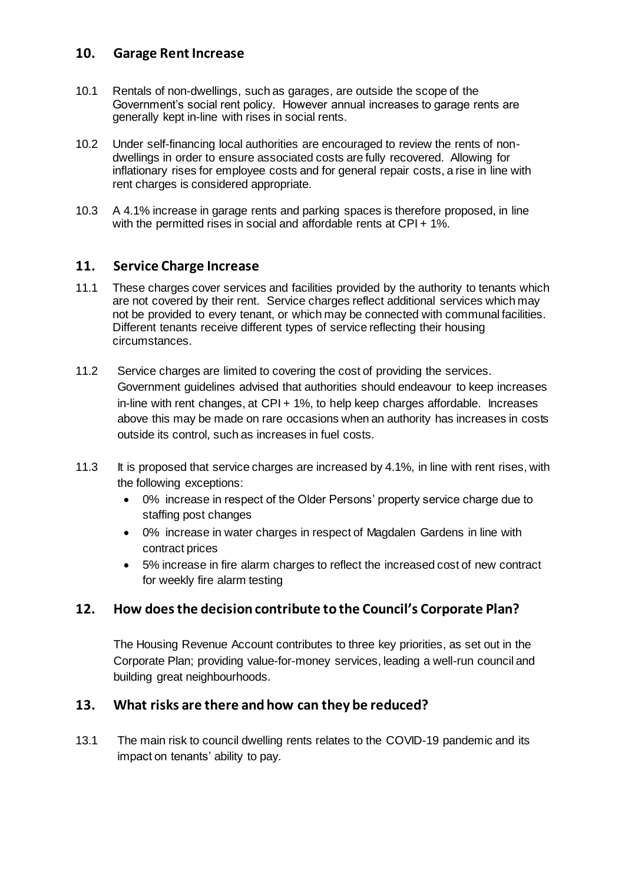## 10. Garage Rent Increase

10.1 Rentals of non-dwellings, such as garages, are outside the scope of the Government's social rent policy. However annual increases to garage rents are generally kept in-line with rises in social rents.

10.2 Under self-financing local authorities are encouraged to review the rents of non-dwellings in order to ensure associated costs are fully recovered. Allowing for inflationary rises for employee costs and for general repair costs, a rise in line with rent charges is considered appropriate.

10.3 A 4.1% increase in garage rents and parking spaces is therefore proposed, in line with the permitted rises in social and affordable rents at CPI + 1%.

## 11. Service Charge Increase

11.1 These charges cover services and facilities provided by the authority to tenants which are not covered by their rent. Service charges reflect additional services which may not be provided to every tenant, or which may be connected with communal facilities. Different tenants receive different types of service reflecting their housing circumstances.

11.2 Service charges are limited to covering the cost of providing the services. Government guidelines advised that authorities should endeavour to keep increases in-line with rent changes, at CPI + 1%, to help keep charges affordable. Increases above this may be made on rare occasions when an authority has increases in costs outside its control, such as increases in fuel costs.

11.3 It is proposed that service charges are increased by 4.1%, in line with rent rises, with the following exceptions:

- 0% increase in respect of the Older Persons' property service charge due to staffing post changes
- 0% increase in water charges in respect of Magdalen Gardens in line with contract prices
- 5% increase in fire alarm charges to reflect the increased cost of new contract for weekly fire alarm testing

## 12. How does the decision contribute to the Council's Corporate Plan?

The Housing Revenue Account contributes to three key priorities, as set out in the Corporate Plan; providing value-for-money services, leading a well-run council and building great neighbourhoods.

## 13. What risks are there and how can they be reduced?

13.1 The main risk to council dwelling rents relates to the COVID-19 pandemic and its impact on tenants' ability to pay.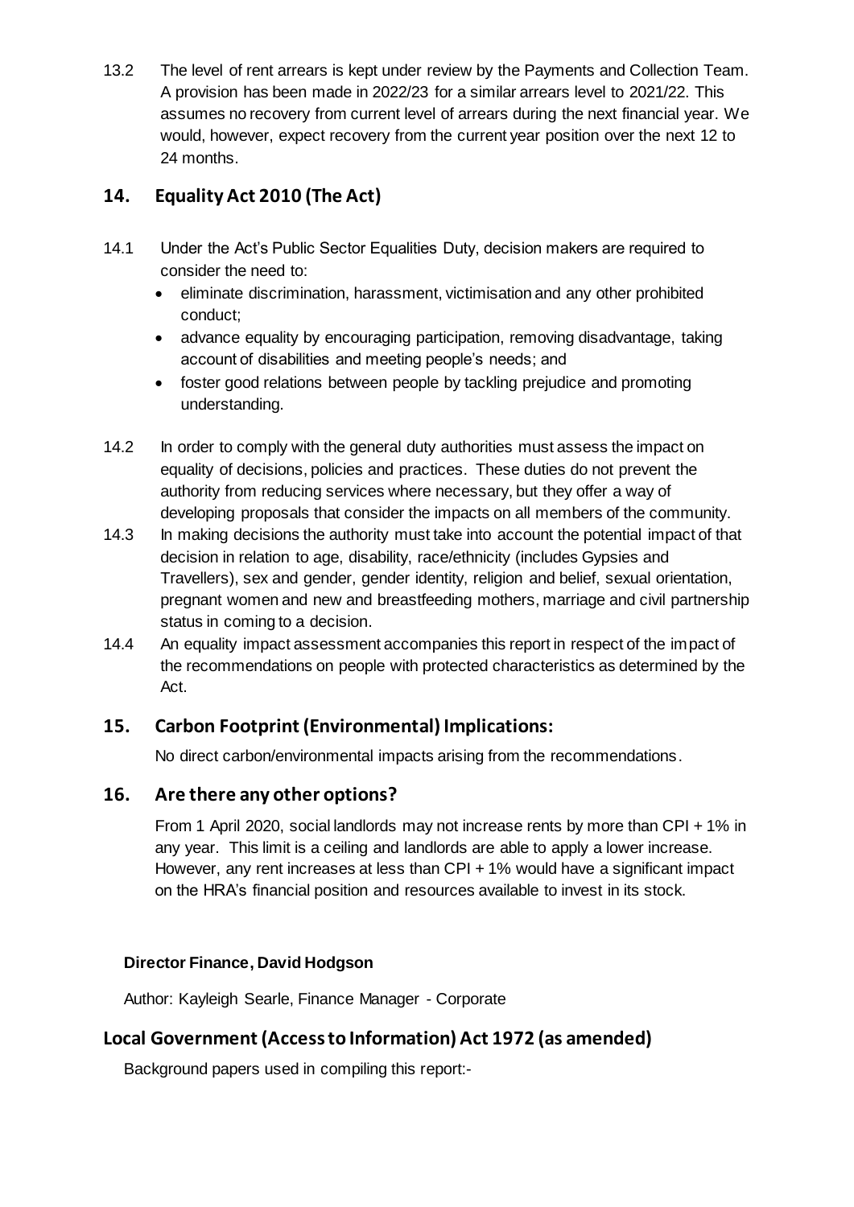13.2 The level of rent arrears is kept under review by the Payments and Collection Team. A provision has been made in 2022/23 for a similar arrears level to 2021/22. This assumes no recovery from current level of arrears during the next financial year. We would, however, expect recovery from the current year position over the next 12 to 24 months.

## 14. Equality Act 2010 (The Act)

14.1 Under the Act's Public Sector Equalities Duty, decision makers are required to consider the need to:

- eliminate discrimination, harassment, victimisation and any other prohibited conduct;
- advance equality by encouraging participation, removing disadvantage, taking account of disabilities and meeting people's needs; and
- foster good relations between people by tackling prejudice and promoting understanding.

14.2 In order to comply with the general duty authorities must assess the impact on equality of decisions, policies and practices. These duties do not prevent the authority from reducing services where necessary, but they offer a way of developing proposals that consider the impacts on all members of the community.

14.3 In making decisions the authority must take into account the potential impact of that decision in relation to age, disability, race/ethnicity (includes Gypsies and Travellers), sex and gender, gender identity, religion and belief, sexual orientation, pregnant women and new and breastfeeding mothers, marriage and civil partnership status in coming to a decision.

14.4 An equality impact assessment accompanies this report in respect of the impact of the recommendations on people with protected characteristics as determined by the Act.

## 15. Carbon Footprint (Environmental) Implications:

No direct carbon/environmental impacts arising from the recommendations.

## 16. Are there any other options?

From 1 April 2020, social landlords may not increase rents by more than CPI + 1% in any year. This limit is a ceiling and landlords are able to apply a lower increase. However, any rent increases at less than CPI + 1% would have a significant impact on the HRA's financial position and resources available to invest in its stock.

**Director Finance, David Hodgson**

Author: Kayleigh Searle, Finance Manager - Corporate

## Local Government (Access to Information) Act 1972 (as amended)

Background papers used in compiling this report:-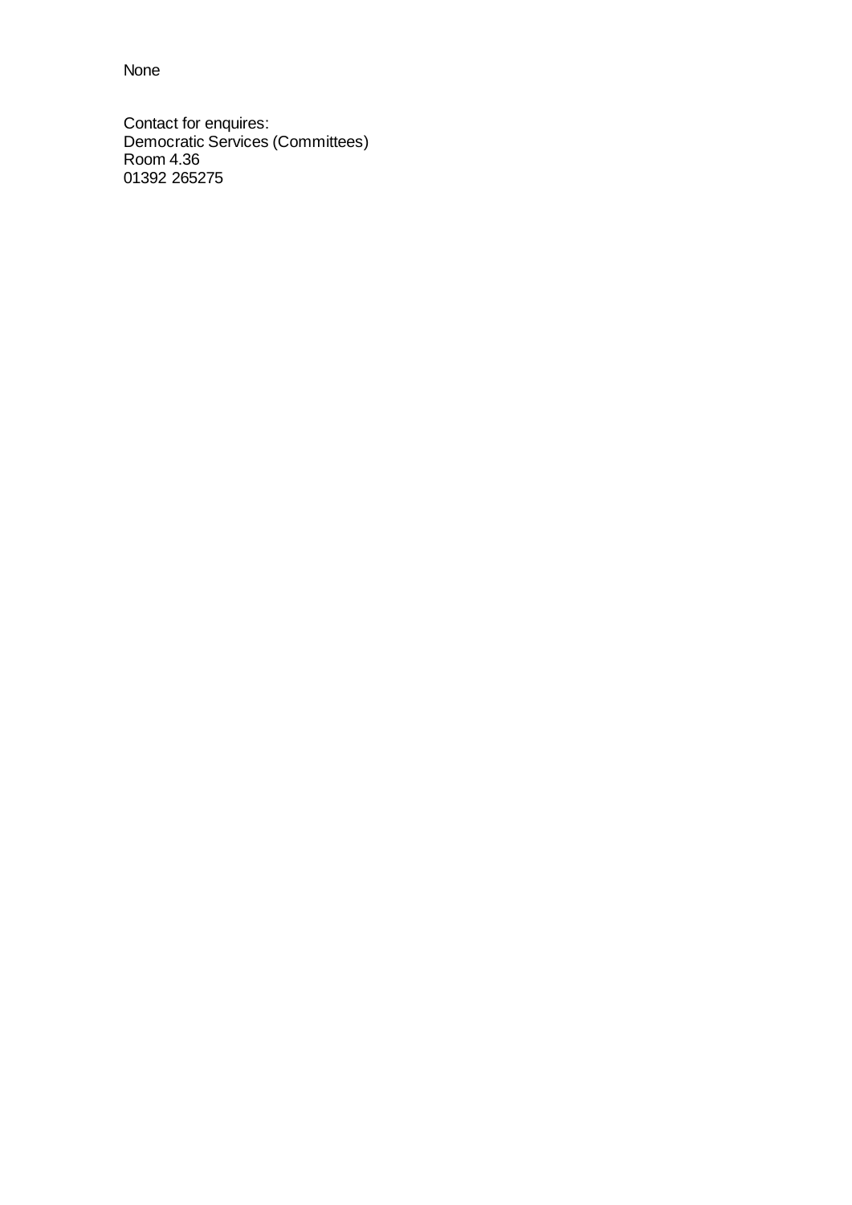None

Contact for enquires:
Democratic Services (Committees)
Room 4.36
01392 265275